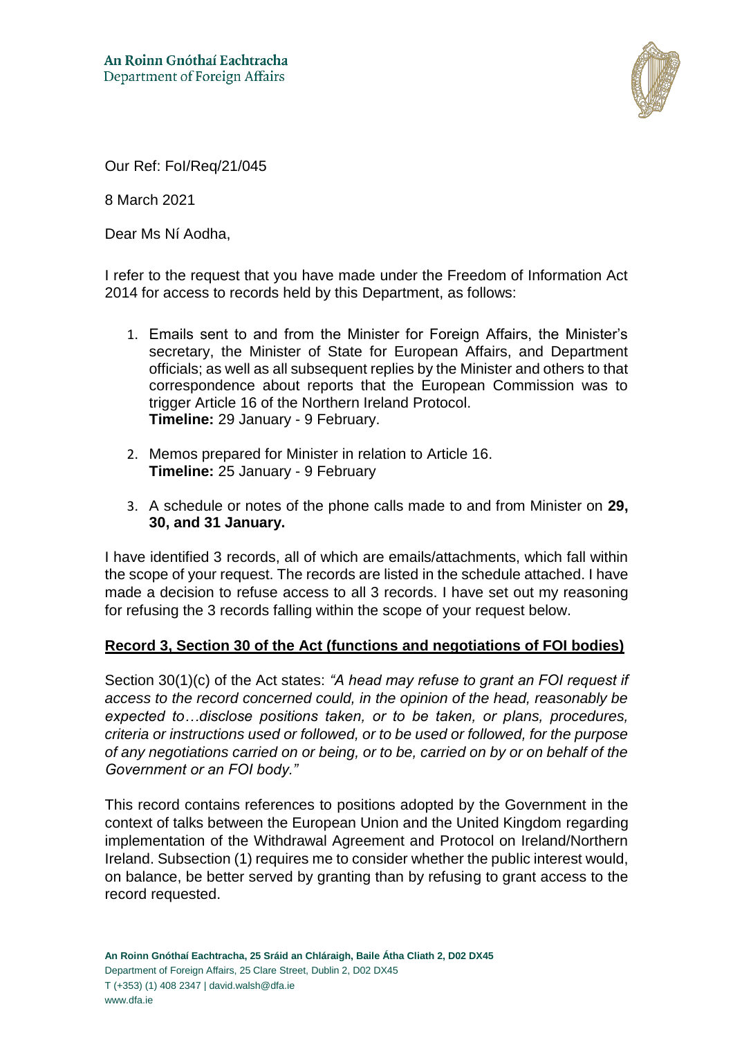An Roinn Gnóthaí Eachtracha
Department of Foreign Affairs

Our Ref: FoI/Req/21/045

8 March 2021

Dear Ms Ní Aodha,

I refer to the request that you have made under the Freedom of Information Act 2014 for access to records held by this Department, as follows:

1. Emails sent to and from the Minister for Foreign Affairs, the Minister's secretary, the Minister of State for European Affairs, and Department officials; as well as all subsequent replies by the Minister and others to that correspondence about reports that the European Commission was to trigger Article 16 of the Northern Ireland Protocol.
   **Timeline:** 29 January - 9 February.

2. Memos prepared for Minister in relation to Article 16.
   **Timeline:** 25 January - 9 February

3. A schedule or notes of the phone calls made to and from Minister on **29, 30, and 31 January.**

I have identified 3 records, all of which are emails/attachments, which fall within the scope of your request. The records are listed in the schedule attached. I have made a decision to refuse access to all 3 records. I have set out my reasoning for refusing the 3 records falling within the scope of your request below.

**Record 3, Section 30 of the Act (functions and negotiations of FOI bodies)**

Section 30(1)(c) of the Act states: *"A head may refuse to grant an FOI request if access to the record concerned could, in the opinion of the head, reasonably be expected to…disclose positions taken, or to be taken, or plans, procedures, criteria or instructions used or followed, or to be used or followed, for the purpose of any negotiations carried on or being, or to be, carried on by or on behalf of the Government or an FOI body."*

This record contains references to positions adopted by the Government in the context of talks between the European Union and the United Kingdom regarding implementation of the Withdrawal Agreement and Protocol on Ireland/Northern Ireland. Subsection (1) requires me to consider whether the public interest would, on balance, be better served by granting than by refusing to grant access to the record requested.

An Roinn Gnóthaí Eachtracha, 25 Sráid an Chláraigh, Baile Átha Cliath 2, D02 DX45
Department of Foreign Affairs, 25 Clare Street, Dublin 2, D02 DX45
T (+353) (1) 408 2347 | david.walsh@dfa.ie
www.dfa.ie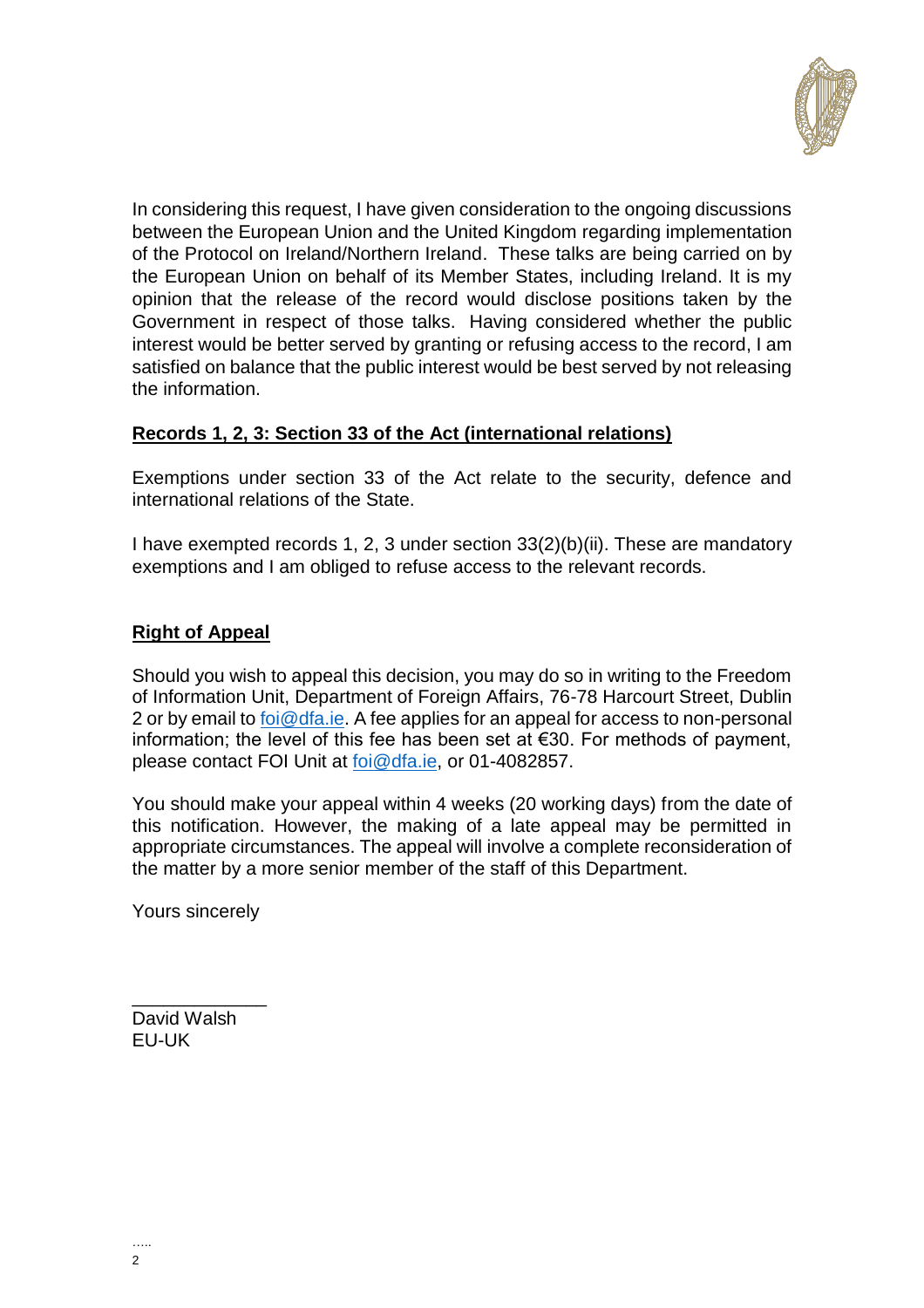In considering this request, I have given consideration to the ongoing discussions between the European Union and the United Kingdom regarding implementation of the Protocol on Ireland/Northern Ireland. These talks are being carried on by the European Union on behalf of its Member States, including Ireland. It is my opinion that the release of the record would disclose positions taken by the Government in respect of those talks. Having considered whether the public interest would be better served by granting or refusing access to the record, I am satisfied on balance that the public interest would be best served by not releasing the information.

**Records 1, 2, 3: Section 33 of the Act (international relations)**

Exemptions under section 33 of the Act relate to the security, defence and international relations of the State.

I have exempted records 1, 2, 3 under section 33(2)(b)(ii). These are mandatory exemptions and I am obliged to refuse access to the relevant records.

**Right of Appeal**

Should you wish to appeal this decision, you may do so in writing to the Freedom of Information Unit, Department of Foreign Affairs, 76-78 Harcourt Street, Dublin 2 or by email to foi@dfa.ie. A fee applies for an appeal for access to non-personal information; the level of this fee has been set at €30. For methods of payment, please contact FOI Unit at foi@dfa.ie, or 01-4082857.

You should make your appeal within 4 weeks (20 working days) from the date of this notification. However, the making of a late appeal may be permitted in appropriate circumstances. The appeal will involve a complete reconsideration of the matter by a more senior member of the staff of this Department.

Yours sincerely

_____________
David Walsh
EU-UK